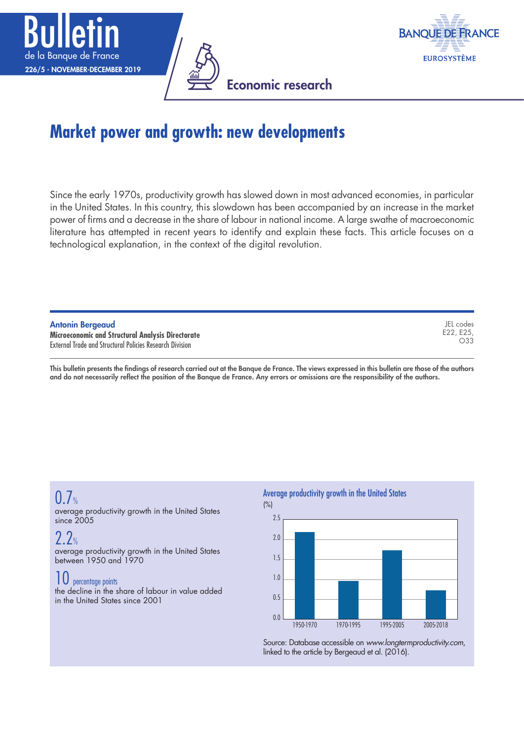Bulletin de la Banque de France

226/5 - NOVEMBER-DECEMBER 2019

Economic research

# Market power and growth: new developments

Since the early 1970s, productivity growth has slowed down in most advanced economies, in particular in the United States. In this country, this slowdown has been accompanied by an increase in the market power of firms and a decrease in the share of labour in national income. A large swathe of macroeconomic literature has attempted in recent years to identify and explain these facts. This article focuses on a technological explanation, in the context of the digital revolution.

**Antonin Bergeaud**
**Microeconomic and Structural Analysis Directorate**
External Trade and Structural Policies Research Division

JEL codes
E22, E25, O33

**This bulletin presents the findings of research carried out at the Banque de France. The views expressed in this bulletin are those of the authors and do not necessarily reflect the position of the Banque de France. Any errors or omissions are the responsibility of the authors.**

**0.7%**
average productivity growth in the United States since 2005

**2.2%**
average productivity growth in the United States between 1950 and 1970

**10 percentage points**
the decline in the share of labour in value added in the United States since 2001

Average productivity growth in the United States
(%)

| Period | Average productivity growth (%) |
| --- | --- |
| 1950-1970 | 2.2 |
| 1970-1995 | ~0.95 |
| 1995-2005 | ~1.7 |
| 2005-2018 | 0.7 |

Source: Database accessible on *www.longtermproductivity.com*, linked to the article by Bergeaud et al. (2016).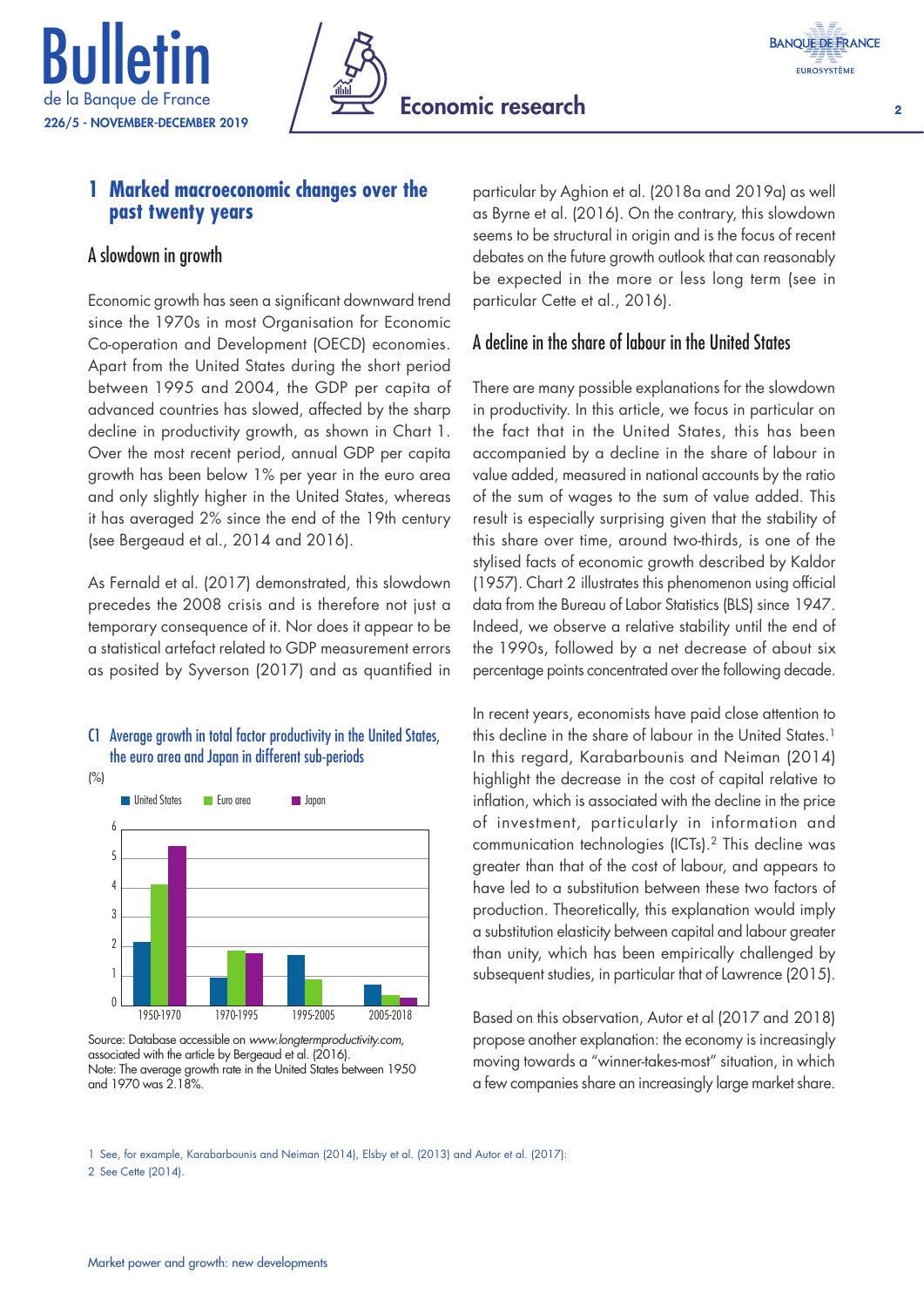## 1 Marked macroeconomic changes over the past twenty years

### A slowdown in growth

Economic growth has seen a significant downward trend since the 1970s in most Organisation for Economic Co-operation and Development (OECD) economies. Apart from the United States during the short period between 1995 and 2004, the GDP per capita of advanced countries has slowed, affected by the sharp decline in productivity growth, as shown in Chart 1. Over the most recent period, annual GDP per capita growth has been below 1% per year in the euro area and only slightly higher in the United States, whereas it has averaged 2% since the end of the 19th century (see Bergeaud et al., 2014 and 2016).

As Fernald et al. (2017) demonstrated, this slowdown precedes the 2008 crisis and is therefore not just a temporary consequence of it. Nor does it appear to be a statistical artefact related to GDP measurement errors as posited by Syverson (2017) and as quantified in particular by Aghion et al. (2018a and 2019a) as well as Byrne et al. (2016). On the contrary, this slowdown seems to be structural in origin and is the focus of recent debates on the future growth outlook that can reasonably be expected in the more or less long term (see in particular Cette et al., 2016).

**C1 Average growth in total factor productivity in the United States, the euro area and Japan in different sub-periods**

(%)

| | United States | Euro area | Japan |
|---|---|---|---|
| 1950-1970 | | | |
| 1970-1995 | | | |
| 1995-2005 | | | |
| 2005-2018 | | | |

Source: Database accessible on *www.longtermproductivity.com*, associated with the article by Bergeaud et al. (2016).
Note: The average growth rate in the United States between 1950 and 1970 was 2.18%.

### A decline in the share of labour in the United States

There are many possible explanations for the slowdown in productivity. In this article, we focus in particular on the fact that in the United States, this has been accompanied by a decline in the share of labour in value added, measured in national accounts by the ratio of the sum of wages to the sum of value added. This result is especially surprising given that the stability of this share over time, around two-thirds, is one of the stylised facts of economic growth described by Kaldor (1957). Chart 2 illustrates this phenomenon using official data from the Bureau of Labor Statistics (BLS) since 1947. Indeed, we observe a relative stability until the end of the 1990s, followed by a net decrease of about six percentage points concentrated over the following decade.

In recent years, economists have paid close attention to this decline in the share of labour in the United States.[1] In this regard, Karabarbounis and Neiman (2014) highlight the decrease in the cost of capital relative to inflation, which is associated with the decline in the price of investment, particularly in information and communication technologies (ICTs).[2] This decline was greater than that of the cost of labour, and appears to have led to a substitution between these two factors of production. Theoretically, this explanation would imply a substitution elasticity between capital and labour greater than unity, which has been empirically challenged by subsequent studies, in particular that of Lawrence (2015).

Based on this observation, Autor et al (2017 and 2018) propose another explanation: the economy is increasingly moving towards a "winner-takes-most" situation, in which a few companies share an increasingly large market share.

1 See, for example, Karabarbounis and Neiman (2014), Elsby et al. (2013) and Autor et al. (2017).
2 See Cette (2014).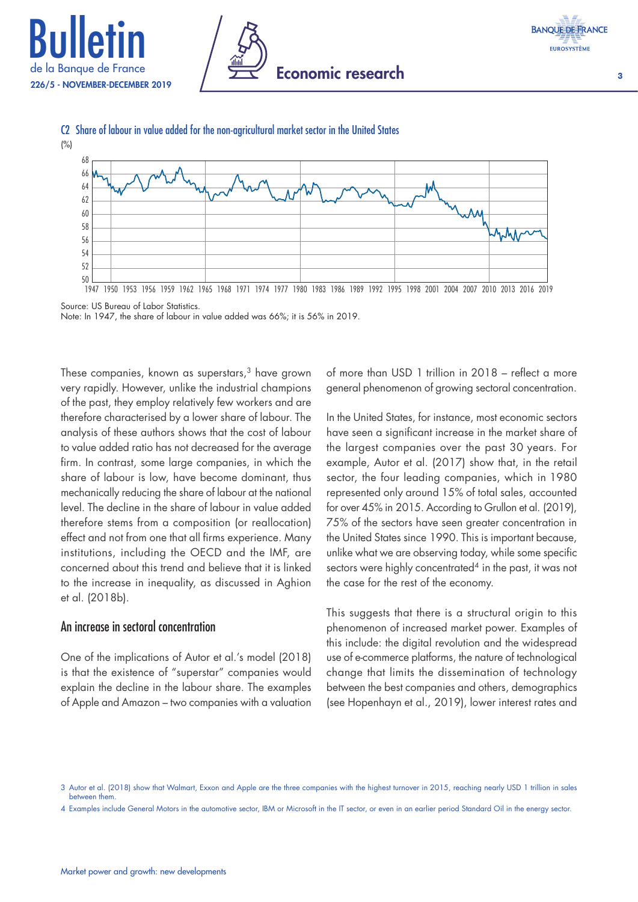C2 Share of labour in value added for the non-agricultural market sector in the United States

(%)

Source: US Bureau of Labor Statistics.
Note: In 1947, the share of labour in value added was 66%; it is 56% in 2019.

These companies, known as superstars,[3] have grown very rapidly. However, unlike the industrial champions of the past, they employ relatively few workers and are therefore characterised by a lower share of labour. The analysis of these authors shows that the cost of labour to value added ratio has not decreased for the average firm. In contrast, some large companies, in which the share of labour is low, have become dominant, thus mechanically reducing the share of labour at the national level. The decline in the share of labour in value added therefore stems from a composition (or reallocation) effect and not from one that all firms experience. Many institutions, including the OECD and the IMF, are concerned about this trend and believe that it is linked to the increase in inequality, as discussed in Aghion et al. (2018b).

## An increase in sectoral concentration

One of the implications of Autor et al.'s model (2018) is that the existence of "superstar" companies would explain the decline in the labour share. The examples of Apple and Amazon – two companies with a valuation of more than USD 1 trillion in 2018 – reflect a more general phenomenon of growing sectoral concentration.

In the United States, for instance, most economic sectors have seen a significant increase in the market share of the largest companies over the past 30 years. For example, Autor et al. (2017) show that, in the retail sector, the four leading companies, which in 1980 represented only around 15% of total sales, accounted for over 45% in 2015. According to Grullon et al. (2019), 75% of the sectors have seen greater concentration in the United States since 1990. This is important because, unlike what we are observing today, while some specific sectors were highly concentrated[4] in the past, it was not the case for the rest of the economy.

This suggests that there is a structural origin to this phenomenon of increased market power. Examples of this include: the digital revolution and the widespread use of e-commerce platforms, the nature of technological change that limits the dissemination of technology between the best companies and others, demographics (see Hopenhayn et al., 2019), lower interest rates and

3 Autor et al. (2018) show that Walmart, Exxon and Apple are the three companies with the highest turnover in 2015, reaching nearly USD 1 trillion in sales between them.

4 Examples include General Motors in the automotive sector, IBM or Microsoft in the IT sector, or even in an earlier period Standard Oil in the energy sector.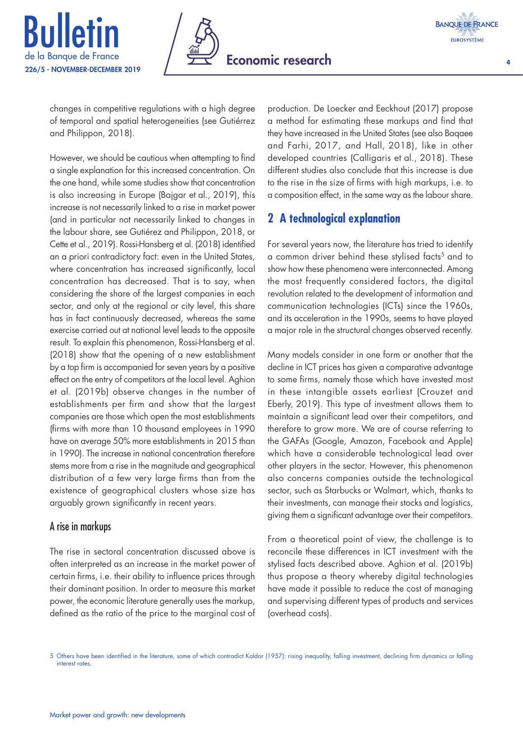changes in competitive regulations with a high degree of temporal and spatial heterogeneities (see Gutiérrez and Philippon, 2018).

However, we should be cautious when attempting to find a single explanation for this increased concentration. On the one hand, while some studies show that concentration is also increasing in Europe (Bajgar et al., 2019), this increase is not necessarily linked to a rise in market power (and in particular not necessarily linked to changes in the labour share, see Gutiérez and Philippon, 2018, or Cette et al., 2019). Rossi-Hansberg et al. (2018) identified an a priori contradictory fact: even in the United States, where concentration has increased significantly, local concentration has decreased. That is to say, when considering the share of the largest companies in each sector, and only at the regional or city level, this share has in fact continuously decreased, whereas the same exercise carried out at national level leads to the opposite result. To explain this phenomenon, Rossi-Hansberg et al. (2018) show that the opening of a new establishment by a top firm is accompanied for seven years by a positive effect on the entry of competitors at the local level. Aghion et al. (2019b) observe changes in the number of establishments per firm and show that the largest companies are those which open the most establishments (firms with more than 10 thousand employees in 1990 have on average 50% more establishments in 2015 than in 1990). The increase in national concentration therefore stems more from a rise in the magnitude and geographical distribution of a few very large firms than from the existence of geographical clusters whose size has arguably grown significantly in recent years.

### A rise in markups

The rise in sectoral concentration discussed above is often interpreted as an increase in the market power of certain firms, i.e. their ability to influence prices through their dominant position. In order to measure this market power, the economic literature generally uses the markup, defined as the ratio of the price to the marginal cost of production. De Loecker and Eeckhout (2017) propose a method for estimating these markups and find that they have increased in the United States (see also Baqaee and Farhi, 2017, and Hall, 2018), like in other developed countries (Calligaris et al., 2018). These different studies also conclude that this increase is due to the rise in the size of firms with high markups, i.e. to a composition effect, in the same way as the labour share.

## 2 A technological explanation

For several years now, the literature has tried to identify a common driver behind these stylised facts[5] and to show how these phenomena were interconnected. Among the most frequently considered factors, the digital revolution related to the development of information and communication technologies (ICTs) since the 1960s, and its acceleration in the 1990s, seems to have played a major role in the structural changes observed recently.

Many models consider in one form or another that the decline in ICT prices has given a comparative advantage to some firms, namely those which have invested most in these intangible assets earliest (Crouzet and Eberly, 2019). This type of investment allows them to maintain a significant lead over their competitors, and therefore to grow more. We are of course referring to the GAFAs (Google, Amazon, Facebook and Apple) which have a considerable technological lead over other players in the sector. However, this phenomenon also concerns companies outside the technological sector, such as Starbucks or Walmart, which, thanks to their investments, can manage their stocks and logistics, giving them a significant advantage over their competitors.

From a theoretical point of view, the challenge is to reconcile these differences in ICT investment with the stylised facts described above. Aghion et al. (2019b) thus propose a theory whereby digital technologies have made it possible to reduce the cost of managing and supervising different types of products and services (overhead costs).

5 Others have been identified in the literature, some of which contradict Kaldor (1957): rising inequality, falling investment, declining firm dynamics or falling interest rates.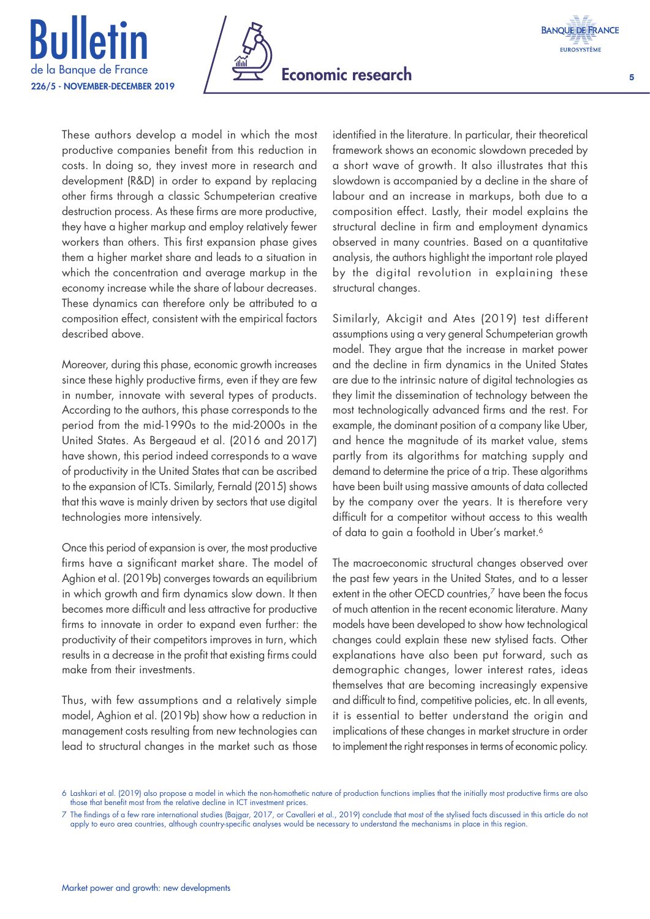These authors develop a model in which the most productive companies benefit from this reduction in costs. In doing so, they invest more in research and development (R&D) in order to expand by replacing other firms through a classic Schumpeterian creative destruction process. As these firms are more productive, they have a higher markup and employ relatively fewer workers than others. This first expansion phase gives them a higher market share and leads to a situation in which the concentration and average markup in the economy increase while the share of labour decreases. These dynamics can therefore only be attributed to a composition effect, consistent with the empirical factors described above.

Moreover, during this phase, economic growth increases since these highly productive firms, even if they are few in number, innovate with several types of products. According to the authors, this phase corresponds to the period from the mid-1990s to the mid-2000s in the United States. As Bergeaud et al. (2016 and 2017) have shown, this period indeed corresponds to a wave of productivity in the United States that can be ascribed to the expansion of ICTs. Similarly, Fernald (2015) shows that this wave is mainly driven by sectors that use digital technologies more intensively.

Once this period of expansion is over, the most productive firms have a significant market share. The model of Aghion et al. (2019b) converges towards an equilibrium in which growth and firm dynamics slow down. It then becomes more difficult and less attractive for productive firms to innovate in order to expand even further: the productivity of their competitors improves in turn, which results in a decrease in the profit that existing firms could make from their investments.

Thus, with few assumptions and a relatively simple model, Aghion et al. (2019b) show how a reduction in management costs resulting from new technologies can lead to structural changes in the market such as those identified in the literature. In particular, their theoretical framework shows an economic slowdown preceded by a short wave of growth. It also illustrates that this slowdown is accompanied by a decline in the share of labour and an increase in markups, both due to a composition effect. Lastly, their model explains the structural decline in firm and employment dynamics observed in many countries. Based on a quantitative analysis, the authors highlight the important role played by the digital revolution in explaining these structural changes.

Similarly, Akcigit and Ates (2019) test different assumptions using a very general Schumpeterian growth model. They argue that the increase in market power and the decline in firm dynamics in the United States are due to the intrinsic nature of digital technologies as they limit the dissemination of technology between the most technologically advanced firms and the rest. For example, the dominant position of a company like Uber, and hence the magnitude of its market value, stems partly from its algorithms for matching supply and demand to determine the price of a trip. These algorithms have been built using massive amounts of data collected by the company over the years. It is therefore very difficult for a competitor without access to this wealth of data to gain a foothold in Uber's market.[6]

The macroeconomic structural changes observed over the past few years in the United States, and to a lesser extent in the other OECD countries,[7] have been the focus of much attention in the recent economic literature. Many models have been developed to show how technological changes could explain these new stylised facts. Other explanations have also been put forward, such as demographic changes, lower interest rates, ideas themselves that are becoming increasingly expensive and difficult to find, competitive policies, etc. In all events, it is essential to better understand the origin and implications of these changes in market structure in order to implement the right responses in terms of economic policy.

6 Lashkari et al. (2019) also propose a model in which the non-homothetic nature of production functions implies that the initially most productive firms are also those that benefit most from the relative decline in ICT investment prices.

7 The findings of a few rare international studies (Bajgar, 2017, or Cavalleri et al., 2019) conclude that most of the stylised facts discussed in this article do not apply to euro area countries, although country-specific analyses would be necessary to understand the mechanisms in place in this region.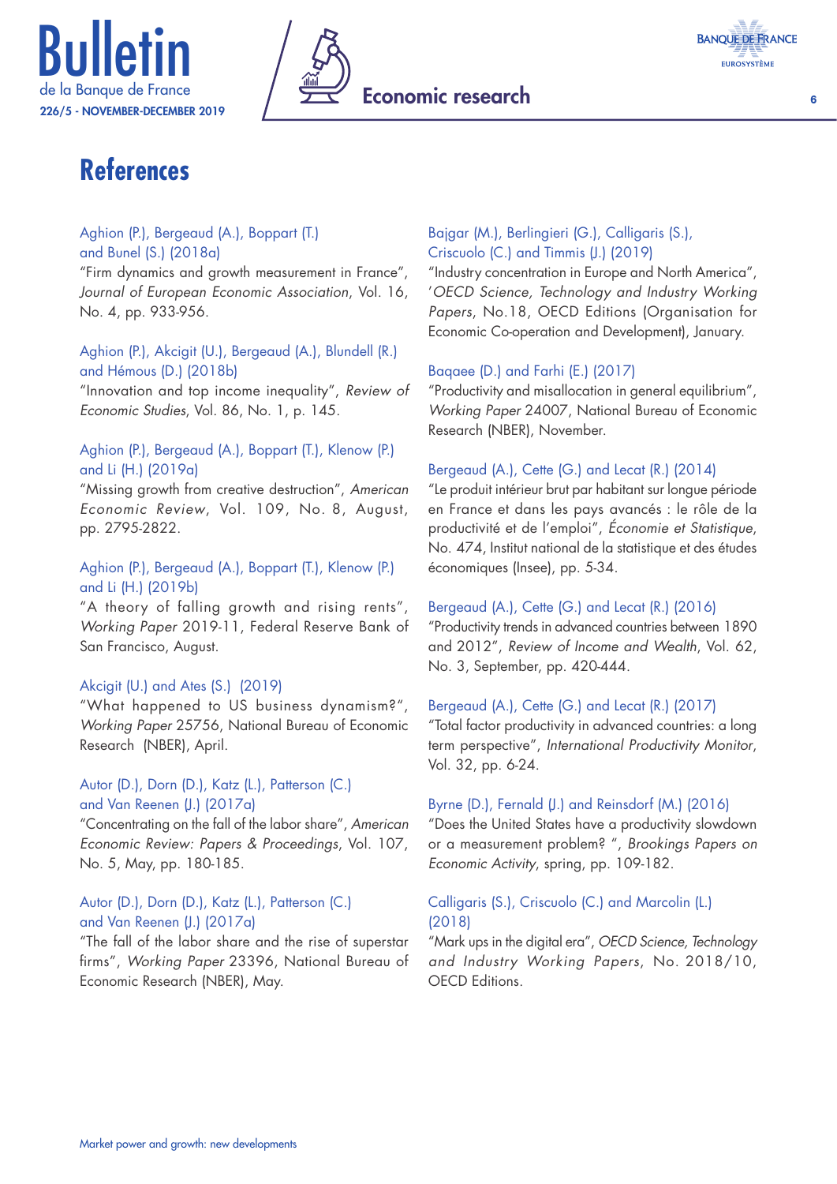# References

Aghion (P.), Bergeaud (A.), Boppart (T.) and Bunel (S.) (2018a)
"Firm dynamics and growth measurement in France", *Journal of European Economic Association*, Vol. 16, No. 4, pp. 933-956.

Aghion (P.), Akcigit (U.), Bergeaud (A.), Blundell (R.) and Hémous (D.) (2018b)
"Innovation and top income inequality", *Review of Economic Studies*, Vol. 86, No. 1, p. 145.

Aghion (P.), Bergeaud (A.), Boppart (T.), Klenow (P.) and Li (H.) (2019a)
"Missing growth from creative destruction", *American Economic Review*, Vol. 109, No. 8, August, pp. 2795-2822.

Aghion (P.), Bergeaud (A.), Boppart (T.), Klenow (P.) and Li (H.) (2019b)
"A theory of falling growth and rising rents", *Working Paper* 2019-11, Federal Reserve Bank of San Francisco, August.

Akcigit (U.) and Ates (S.) (2019)
"What happened to US business dynamism?", *Working Paper* 25756, National Bureau of Economic Research (NBER), April.

Autor (D.), Dorn (D.), Katz (L.), Patterson (C.) and Van Reenen (J.) (2017a)
"Concentrating on the fall of the labor share", *American Economic Review: Papers & Proceedings*, Vol. 107, No. 5, May, pp. 180-185.

Autor (D.), Dorn (D.), Katz (L.), Patterson (C.) and Van Reenen (J.) (2017a)
"The fall of the labor share and the rise of superstar firms", *Working Paper* 23396, National Bureau of Economic Research (NBER), May.

Bajgar (M.), Berlingieri (G.), Calligaris (S.), Criscuolo (C.) and Timmis (J.) (2019)
"Industry concentration in Europe and North America", '*OECD Science, Technology and Industry Working Papers*, No.18, OECD Editions (Organisation for Economic Co-operation and Development), January.

Baqaee (D.) and Farhi (E.) (2017)
"Productivity and misallocation in general equilibrium", *Working Paper* 24007, National Bureau of Economic Research (NBER), November.

Bergeaud (A.), Cette (G.) and Lecat (R.) (2014)
"Le produit intérieur brut par habitant sur longue période en France et dans les pays avancés : le rôle de la productivité et de l'emploi", *Économie et Statistique*, No. 474, Institut national de la statistique et des études économiques (Insee), pp. 5-34.

Bergeaud (A.), Cette (G.) and Lecat (R.) (2016)
"Productivity trends in advanced countries between 1890 and 2012", *Review of Income and Wealth*, Vol. 62, No. 3, September, pp. 420-444.

Bergeaud (A.), Cette (G.) and Lecat (R.) (2017)
"Total factor productivity in advanced countries: a long term perspective", *International Productivity Monitor*, Vol. 32, pp. 6-24.

Byrne (D.), Fernald (J.) and Reinsdorf (M.) (2016)
"Does the United States have a productivity slowdown or a measurement problem? ", *Brookings Papers on Economic Activity*, spring, pp. 109-182.

Calligaris (S.), Criscuolo (C.) and Marcolin (L.) (2018)
"Mark ups in the digital era", *OECD Science, Technology and Industry Working Papers*, No. 2018/10, OECD Editions.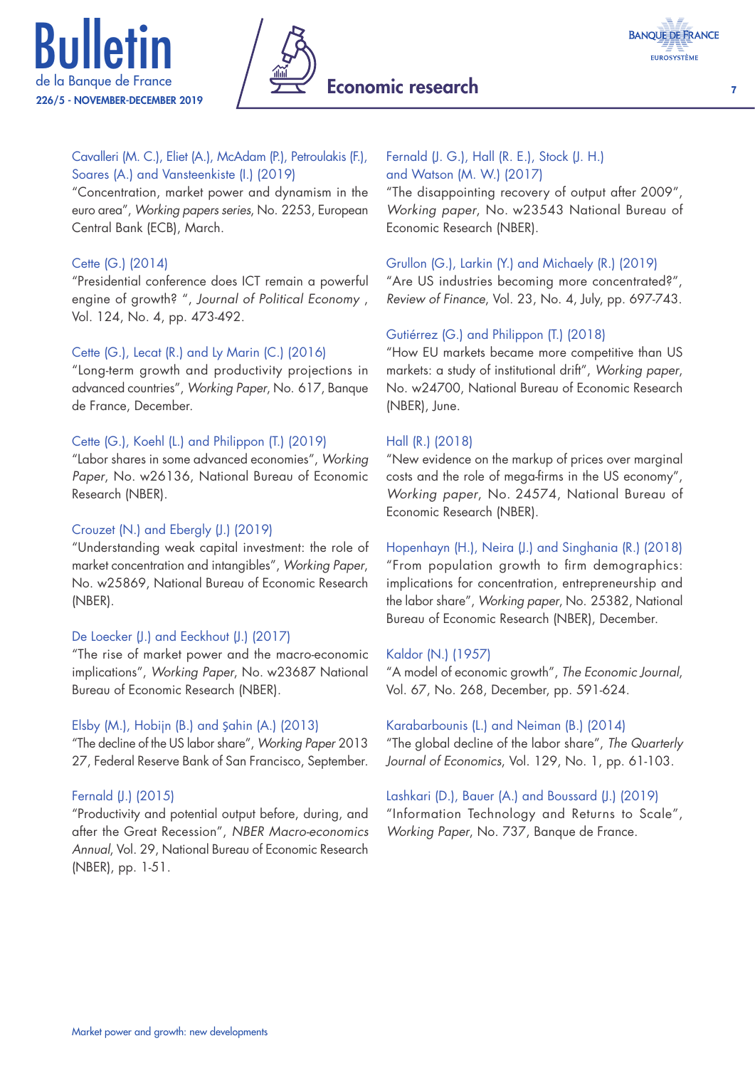Cavalleri (M. C.), Eliet (A.), McAdam (P.), Petroulakis (F.), Soares (A.) and Vansteenkiste (I.) (2019)
"Concentration, market power and dynamism in the euro area", *Working papers series*, No. 2253, European Central Bank (ECB), March.

Cette (G.) (2014)
"Presidential conference does ICT remain a powerful engine of growth? ", *Journal of Political Economy* , Vol. 124, No. 4, pp. 473-492.

Cette (G.), Lecat (R.) and Ly Marin (C.) (2016)
"Long-term growth and productivity projections in advanced countries", *Working Paper*, No. 617, Banque de France, December.

Cette (G.), Koehl (L.) and Philippon (T.) (2019)
"Labor shares in some advanced economies", *Working Paper*, No. w26136, National Bureau of Economic Research (NBER).

Crouzet (N.) and Ebergly (J.) (2019)
"Understanding weak capital investment: the role of market concentration and intangibles", *Working Paper*, No. w25869, National Bureau of Economic Research (NBER).

De Loecker (J.) and Eeckhout (J.) (2017)
"The rise of market power and the macro-economic implications", *Working Paper*, No. w23687 National Bureau of Economic Research (NBER).

Elsby (M.), Hobijn (B.) and Şahin (A.) (2013)
"The decline of the US labor share", *Working Paper* 2013 27, Federal Reserve Bank of San Francisco, September.

Fernald (J.) (2015)
"Productivity and potential output before, during, and after the Great Recession", *NBER Macro-economics Annual*, Vol. 29, National Bureau of Economic Research (NBER), pp. 1-51.

Fernald (J. G.), Hall (R. E.), Stock (J. H.) and Watson (M. W.) (2017)
"The disappointing recovery of output after 2009", *Working paper*, No. w23543 National Bureau of Economic Research (NBER).

Grullon (G.), Larkin (Y.) and Michaely (R.) (2019)
"Are US industries becoming more concentrated?", *Review of Finance*, Vol. 23, No. 4, July, pp. 697-743.

Gutiérrez (G.) and Philippon (T.) (2018)
"How EU markets became more competitive than US markets: a study of institutional drift", *Working paper*, No. w24700, National Bureau of Economic Research (NBER), June.

Hall (R.) (2018)
"New evidence on the markup of prices over marginal costs and the role of mega-firms in the US economy", *Working paper*, No. 24574, National Bureau of Economic Research (NBER).

Hopenhayn (H.), Neira (J.) and Singhania (R.) (2018)
"From population growth to firm demographics: implications for concentration, entrepreneurship and the labor share", *Working paper*, No. 25382, National Bureau of Economic Research (NBER), December.

Kaldor (N.) (1957)
"A model of economic growth", *The Economic Journal*, Vol. 67, No. 268, December, pp. 591-624.

Karabarbounis (L.) and Neiman (B.) (2014)
"The global decline of the labor share", *The Quarterly Journal of Economics*, Vol. 129, No. 1, pp. 61-103.

Lashkari (D.), Bauer (A.) and Boussard (J.) (2019)
"Information Technology and Returns to Scale", *Working Paper*, No. 737, Banque de France.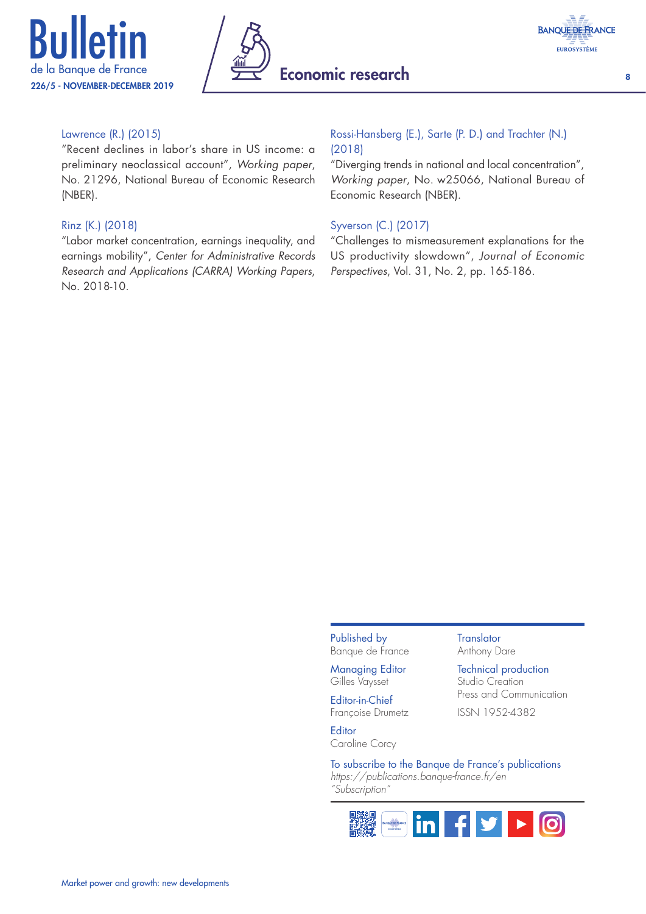Lawrence (R.) (2015)
"Recent declines in labor's share in US income: a preliminary neoclassical account", *Working paper*, No. 21296, National Bureau of Economic Research (NBER).

Rinz (K.) (2018)
"Labor market concentration, earnings inequality, and earnings mobility", *Center for Administrative Records Research and Applications (CARRA) Working Papers*, No. 2018-10.

Rossi-Hansberg (E.), Sarte (P. D.) and Trachter (N.) (2018)
"Diverging trends in national and local concentration", *Working paper*, No. w25066, National Bureau of Economic Research (NBER).

Syverson (C.) (2017)
"Challenges to mismeasurement explanations for the US productivity slowdown", *Journal of Economic Perspectives*, Vol. 31, No. 2, pp. 165-186.

Published by
Banque de France

Managing Editor
Gilles Vaysset

Editor-in-Chief
Françoise Drumetz

Editor
Caroline Corcy

Translator
Anthony Dare

Technical production
Studio Creation
Press and Communication

ISSN 1952-4382

To subscribe to the Banque de France's publications
*https://publications.banque-france.fr/en "Subscription"*